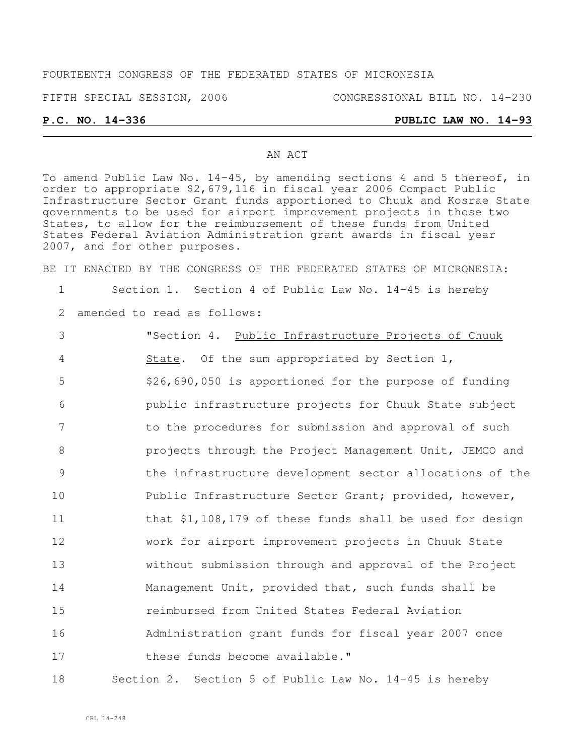FOURTEENTH CONGRESS OF THE FEDERATED STATES OF MICRONESIA

FIFTH SPECIAL SESSION, 2006 CONGRESSIONAL BILL NO. 14-230

**P.C. NO. 14-336 PUBLIC LAW NO. 14-93**

AN ACT

To amend Public Law No. 14-45, by amending sections 4 and 5 thereof, in order to appropriate $2,679,116 in fiscal year 2006 Compact Public Infrastructure Sector Grant funds apportioned to Chuuk and Kosrae State governments to be used for airport improvement projects in those two States, to allow for the reimbursement of these funds from United States Federal Aviation Administration grant awards in fiscal year 2007, and for other purposes.

BE IT ENACTED BY THE CONGRESS OF THE FEDERATED STATES OF MICRONESIA:

1 Section 1. Section 4 of Public Law No. 14-45 is hereby
2 amended to read as follows:
3 "Section 4. Public Infrastructure Projects of Chuuk
4 State. Of the sum appropriated by Section 1,
5 $26,690,050 is apportioned for the purpose of funding
6 public infrastructure projects for Chuuk State subject
7 to the procedures for submission and approval of such
8 projects through the Project Management Unit, JEMCO and
9 the infrastructure development sector allocations of the
10 Public Infrastructure Sector Grant; provided, however,
11 that $1,108,179 of these funds shall be used for design
12 work for airport improvement projects in Chuuk State
13 without submission through and approval of the Project
14 Management Unit, provided that, such funds shall be
15 reimbursed from United States Federal Aviation
16 Administration grant funds for fiscal year 2007 once
17 these funds become available."
18 Section 2. Section 5 of Public Law No. 14-45 is hereby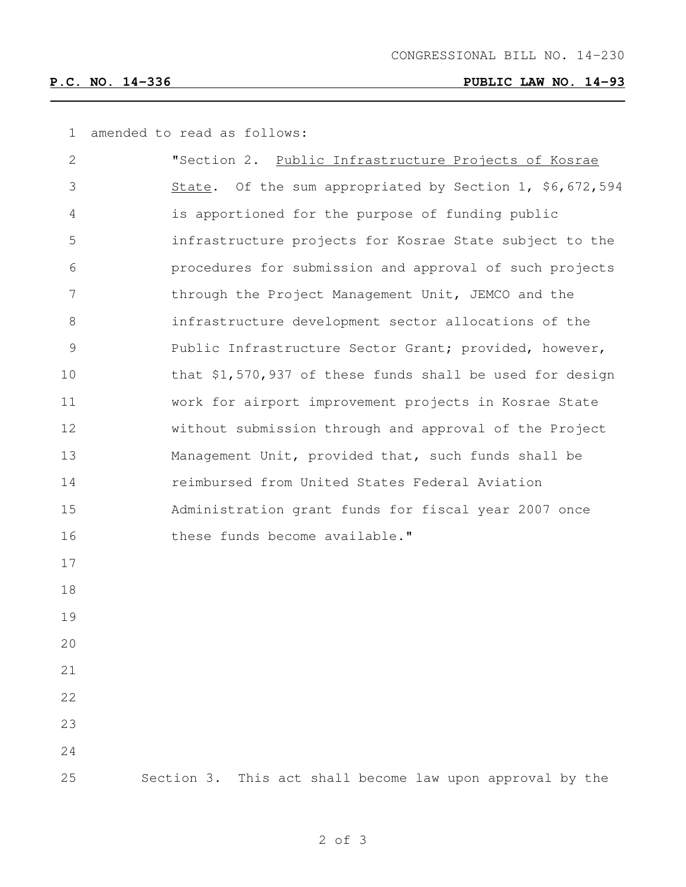amended to read as follows:

"Section 2. Public Infrastructure Projects of Kosrae State. Of the sum appropriated by Section 1, $6,672,594 is apportioned for the purpose of funding public infrastructure projects for Kosrae State subject to the procedures for submission and approval of such projects through the Project Management Unit, JEMCO and the infrastructure development sector allocations of the Public Infrastructure Sector Grant; provided, however, that $1,570,937 of these funds shall be used for design work for airport improvement projects in Kosrae State without submission through and approval of the Project Management Unit, provided that, such funds shall be reimbursed from United States Federal Aviation Administration grant funds for fiscal year 2007 once these funds become available."

Section 3. This act shall become law upon approval by the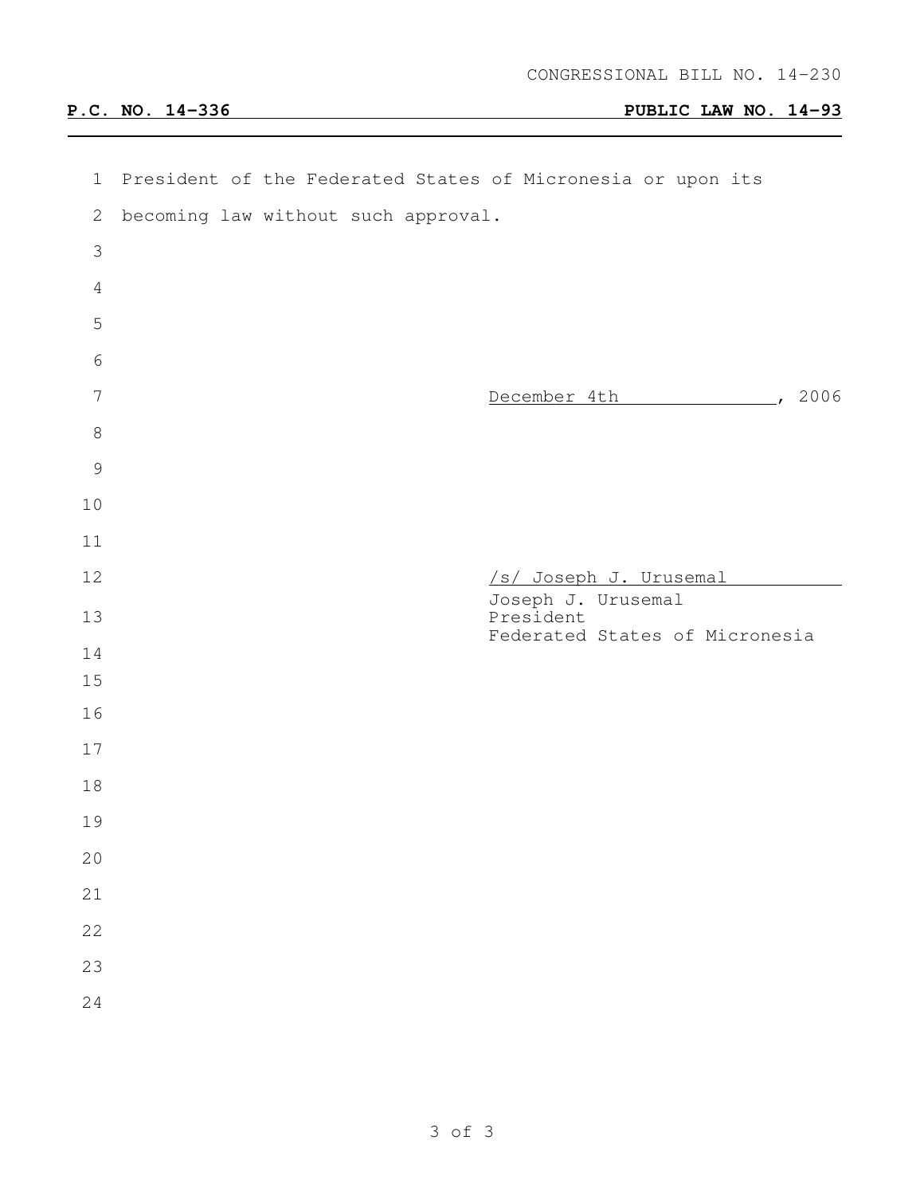CONGRESSIONAL BILL NO. 14-230

**P.C. NO. 14-336** **PUBLIC LAW NO. 14-93**

President of the Federated States of Micronesia or upon its becoming law without such approval.

December 4th, 2006

/s/ Joseph J. Urusemal

Joseph J. Urusemal
President
Federated States of Micronesia